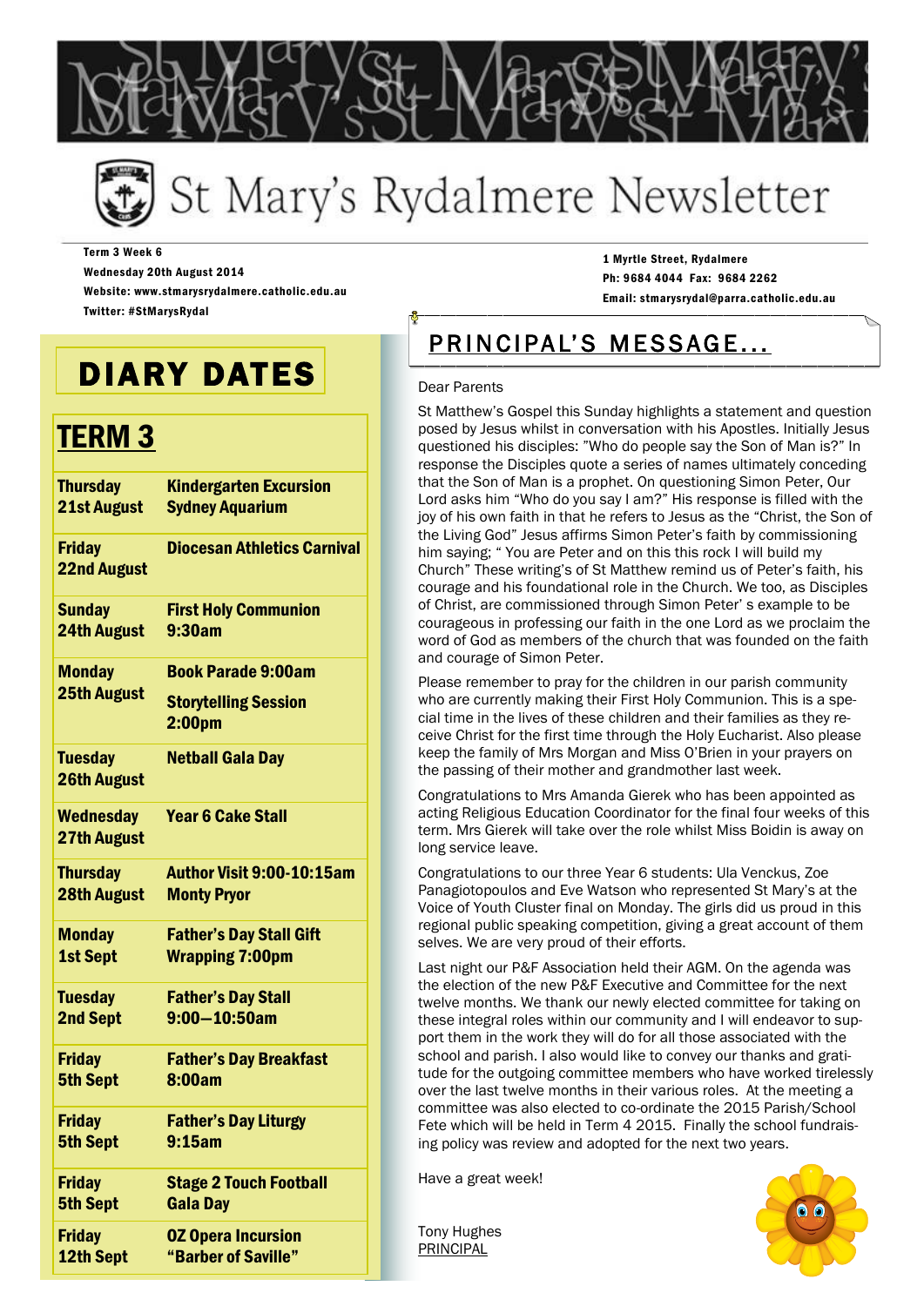# St Mary's Rydalmere Newsletter

Term 3 Week 6
Wednesday 20th August 2014
Website: www.stmarysrydalmere.catholic.edu.au
Twitter: #StMarysRydal

1 Myrtle Street, Rydalmere
Ph: 9684 4044 Fax: 9684 2262
Email: stmarysrydal@parra.catholic.edu.au

## DIARY DATES

### TERM 3

| | |
|---|---|
| **Thursday 21st August** | **Kindergarten Excursion Sydney Aquarium** |
| **Friday 22nd August** | **Diocesan Athletics Carnival** |
| **Sunday 24th August** | **First Holy Communion 9:30am** |
| **Monday 25th August** | **Book Parade 9:00am**<br>**Storytelling Session 2:00pm** |
| **Tuesday 26th August** | **Netball Gala Day** |
| **Wednesday 27th August** | **Year 6 Cake Stall** |
| **Thursday 28th August** | **Author Visit 9:00-10:15am Monty Pryor** |
| **Monday 1st Sept** | **Father's Day Stall Gift Wrapping 7:00pm** |
| **Tuesday 2nd Sept** | **Father's Day Stall 9:00—10:50am** |
| **Friday 5th Sept** | **Father's Day Breakfast 8:00am** |
| **Friday 5th Sept** | **Father's Day Liturgy 9:15am** |
| **Friday 5th Sept** | **Stage 2 Touch Football Gala Day** |
| **Friday 12th Sept** | **OZ Opera Incursion "Barber of Saville"** |

## PRINCIPAL'S MESSAGE...

Dear Parents

St Matthew's Gospel this Sunday highlights a statement and question posed by Jesus whilst in conversation with his Apostles. Initially Jesus questioned his disciples: "Who do people say the Son of Man is?" In response the Disciples quote a series of names ultimately conceding that the Son of Man is a prophet. On questioning Simon Peter, Our Lord asks him "Who do you say I am?" His response is filled with the joy of his own faith in that he refers to Jesus as the "Christ, the Son of the Living God" Jesus affirms Simon Peter's faith by commissioning him saying; " You are Peter and on this this rock I will build my Church" These writing's of St Matthew remind us of Peter's faith, his courage and his foundational role in the Church. We too, as Disciples of Christ, are commissioned through Simon Peter' s example to be courageous in professing our faith in the one Lord as we proclaim the word of God as members of the church that was founded on the faith and courage of Simon Peter.

Please remember to pray for the children in our parish community who are currently making their First Holy Communion. This is a special time in the lives of these children and their families as they receive Christ for the first time through the Holy Eucharist. Also please keep the family of Mrs Morgan and Miss O'Brien in your prayers on the passing of their mother and grandmother last week.

Congratulations to Mrs Amanda Gierek who has been appointed as acting Religious Education Coordinator for the final four weeks of this term. Mrs Gierek will take over the role whilst Miss Boidin is away on long service leave.

Congratulations to our three Year 6 students: Ula Venckus, Zoe Panagiotopoulos and Eve Watson who represented St Mary's at the Voice of Youth Cluster final on Monday. The girls did us proud in this regional public speaking competition, giving a great account of them selves. We are very proud of their efforts.

Last night our P&F Association held their AGM. On the agenda was the election of the new P&F Executive and Committee for the next twelve months. We thank our newly elected committee for taking on these integral roles within our community and I will endeavor to support them in the work they will do for all those associated with the school and parish. I also would like to convey our thanks and gratitude for the outgoing committee members who have worked tirelessly over the last twelve months in their various roles. At the meeting a committee was also elected to co-ordinate the 2015 Parish/School Fete which will be held in Term 4 2015. Finally the school fundraising policy was review and adopted for the next two years.

Have a great week!

Tony Hughes
PRINCIPAL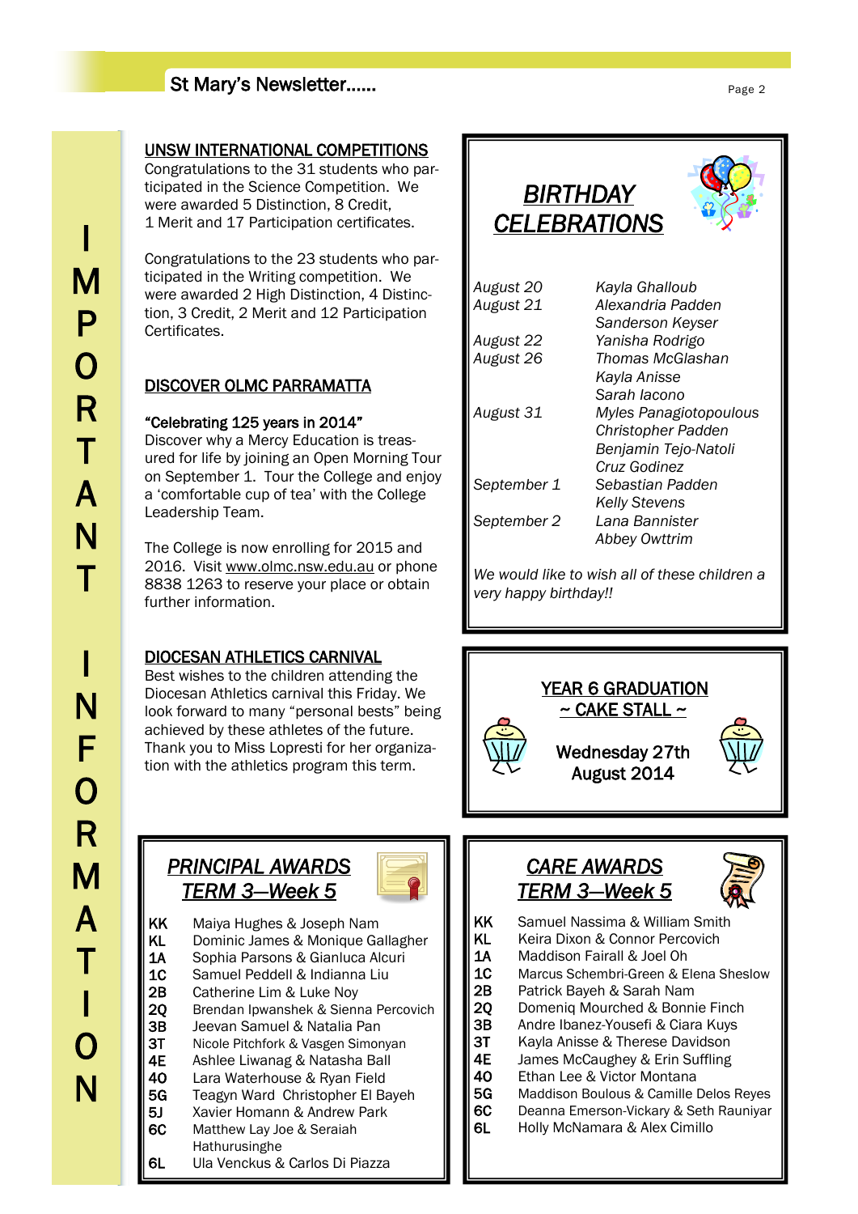# IMPORTANT INFORMATION

## UNSW INTERNATIONAL COMPETITIONS

Congratulations to the 31 students who participated in the Science Competition. We were awarded 5 Distinction, 8 Credit, 1 Merit and 17 Participation certificates.

Congratulations to the 23 students who participated in the Writing competition. We were awarded 2 High Distinction, 4 Distinction, 3 Credit, 2 Merit and 12 Participation Certificates.

## DISCOVER OLMC PARRAMATTA

**"Celebrating 125 years in 2014"**

Discover why a Mercy Education is treasured for life by joining an Open Morning Tour on September 1. Tour the College and enjoy a 'comfortable cup of tea' with the College Leadership Team.

The College is now enrolling for 2015 and 2016. Visit www.olmc.nsw.edu.au or phone 8838 1263 to reserve your place or obtain further information.

## DIOCESAN ATHLETICS CARNIVAL

Best wishes to the children attending the Diocesan Athletics carnival this Friday. We look forward to many "personal bests" being achieved by these athletes of the future. Thank you to Miss Lopresti for her organization with the athletics program this term.

## *BIRTHDAY CELEBRATIONS*

| | |
|---|---|
| *August 20* | *Kayla Ghalloub* |
| *August 21* | *Alexandria Padden* |
| | *Sanderson Keyser* |
| *August 22* | *Yanisha Rodrigo* |
| *August 26* | *Thomas McGlashan* |
| | *Kayla Anisse* |
| | *Sarah Iacono* |
| *August 31* | *Myles Panagiotopoulous* |
| | *Christopher Padden* |
| | *Benjamin Tejo-Natoli* |
| | *Cruz Godinez* |
| *September 1* | *Sebastian Padden* |
| | *Kelly Stevens* |
| *September 2* | *Lana Bannister* |
| | *Abbey Owttrim* |

*We would like to wish all of these children a very happy birthday!!*

## YEAR 6 GRADUATION ~ CAKE STALL ~

**Wednesday 27th August 2014**

## *PRINCIPAL AWARDS TERM 3—Week 5*

| | |
|---|---|
| KK | Maiya Hughes & Joseph Nam |
| KL | Dominic James & Monique Gallagher |
| 1A | Sophia Parsons & Gianluca Alcuri |
| 1C | Samuel Peddell & Indianna Liu |
| 2B | Catherine Lim & Luke Noy |
| 2Q | Brendan Ipwanshek & Sienna Percovich |
| 3B | Jeevan Samuel & Natalia Pan |
| 3T | Nicole Pitchfork & Vasgen Simonyan |
| 4E | Ashlee Liwanag & Natasha Ball |
| 4O | Lara Waterhouse & Ryan Field |
| 5G | Teagyn Ward Christopher El Bayeh |
| 5J | Xavier Homann & Andrew Park |
| 6C | Matthew Lay Joe & Seraiah Hathurusinghe |
| 6L | Ula Venckus & Carlos Di Piazza |

## *CARE AWARDS TERM 3—Week 5*

| | |
|---|---|
| KK | Samuel Nassima & William Smith |
| KL | Keira Dixon & Connor Percovich |
| 1A | Maddison Fairall & Joel Oh |
| 1C | Marcus Schembri-Green & Elena Sheslow |
| 2B | Patrick Bayeh & Sarah Nam |
| 2Q | Domeniq Mourched & Bonnie Finch |
| 3B | Andre Ibanez-Yousefi & Ciara Kuys |
| 3T | Kayla Anisse & Therese Davidson |
| 4E | James McCaughey & Erin Suffling |
| 4O | Ethan Lee & Victor Montana |
| 5G | Maddison Boulous & Camille Delos Reyes |
| 6C | Deanna Emerson-Vickary & Seth Rauniyar |
| 6L | Holly McNamara & Alex Cimillo |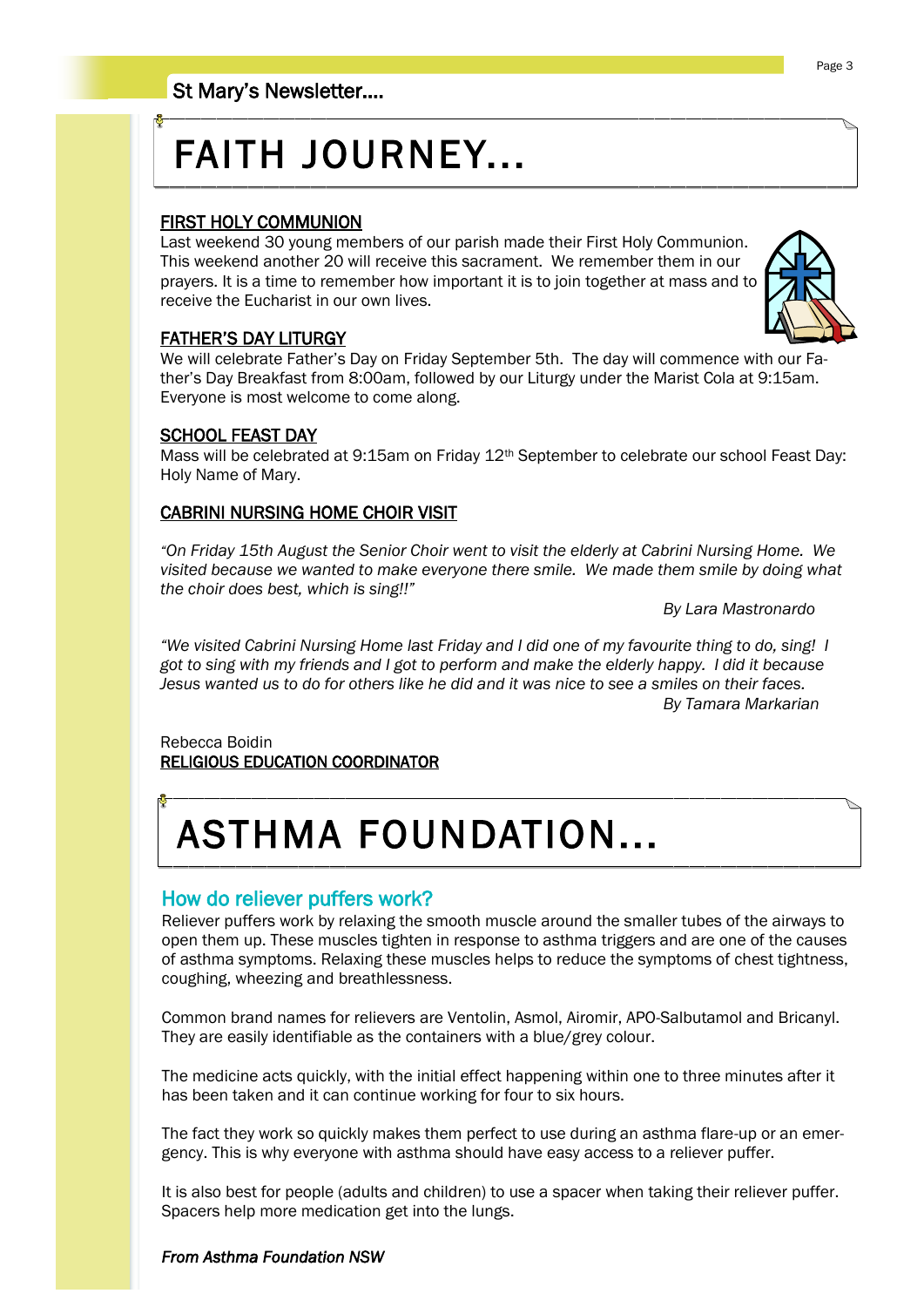# FAITH JOURNEY...

## FIRST HOLY COMMUNION

Last weekend 30 young members of our parish made their First Holy Communion. This weekend another 20 will receive this sacrament. We remember them in our prayers. It is a time to remember how important it is to join together at mass and to receive the Eucharist in our own lives.

## FATHER'S DAY LITURGY

We will celebrate Father's Day on Friday September 5th. The day will commence with our Father's Day Breakfast from 8:00am, followed by our Liturgy under the Marist Cola at 9:15am. Everyone is most welcome to come along.

## SCHOOL FEAST DAY

Mass will be celebrated at 9:15am on Friday 12th September to celebrate our school Feast Day: Holy Name of Mary.

## CABRINI NURSING HOME CHOIR VISIT

*"On Friday 15th August the Senior Choir went to visit the elderly at Cabrini Nursing Home. We visited because we wanted to make everyone there smile. We made them smile by doing what the choir does best, which is sing!!"*

*By Lara Mastronardo*

*"We visited Cabrini Nursing Home last Friday and I did one of my favourite thing to do, sing! I got to sing with my friends and I got to perform and make the elderly happy. I did it because Jesus wanted us to do for others like he did and it was nice to see a smiles on their faces.*

*By Tamara Markarian*

Rebecca Boidin
RELIGIOUS EDUCATION COORDINATOR

# ASTHMA FOUNDATION...

## How do reliever puffers work?

Reliever puffers work by relaxing the smooth muscle around the smaller tubes of the airways to open them up. These muscles tighten in response to asthma triggers and are one of the causes of asthma symptoms. Relaxing these muscles helps to reduce the symptoms of chest tightness, coughing, wheezing and breathlessness.

Common brand names for relievers are Ventolin, Asmol, Airomir, APO-Salbutamol and Bricanyl. They are easily identifiable as the containers with a blue/grey colour.

The medicine acts quickly, with the initial effect happening within one to three minutes after it has been taken and it can continue working for four to six hours.

The fact they work so quickly makes them perfect to use during an asthma flare-up or an emergency. This is why everyone with asthma should have easy access to a reliever puffer.

It is also best for people (adults and children) to use a spacer when taking their reliever puffer. Spacers help more medication get into the lungs.

*From Asthma Foundation NSW*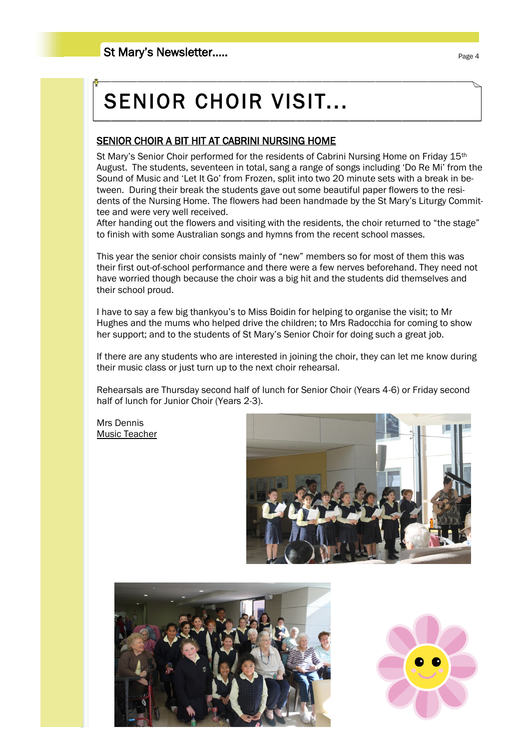# SENIOR CHOIR VISIT...

## SENIOR CHOIR A BIT HIT AT CABRINI NURSING HOME

St Mary's Senior Choir performed for the residents of Cabrini Nursing Home on Friday 15th August. The students, seventeen in total, sang a range of songs including 'Do Re Mi' from the Sound of Music and 'Let It Go' from Frozen, split into two 20 minute sets with a break in between. During their break the students gave out some beautiful paper flowers to the residents of the Nursing Home. The flowers had been handmade by the St Mary's Liturgy Committee and were very well received.
After handing out the flowers and visiting with the residents, the choir returned to "the stage" to finish with some Australian songs and hymns from the recent school masses.

This year the senior choir consists mainly of "new" members so for most of them this was their first out-of-school performance and there were a few nerves beforehand. They need not have worried though because the choir was a big hit and the students did themselves and their school proud.

I have to say a few big thankyou's to Miss Boidin for helping to organise the visit; to Mr Hughes and the mums who helped drive the children; to Mrs Radocchia for coming to show her support; and to the students of St Mary's Senior Choir for doing such a great job.

If there are any students who are interested in joining the choir, they can let me know during their music class or just turn up to the next choir rehearsal.

Rehearsals are Thursday second half of lunch for Senior Choir (Years 4-6) or Friday second half of lunch for Junior Choir (Years 2-3).

Mrs Dennis
Music Teacher